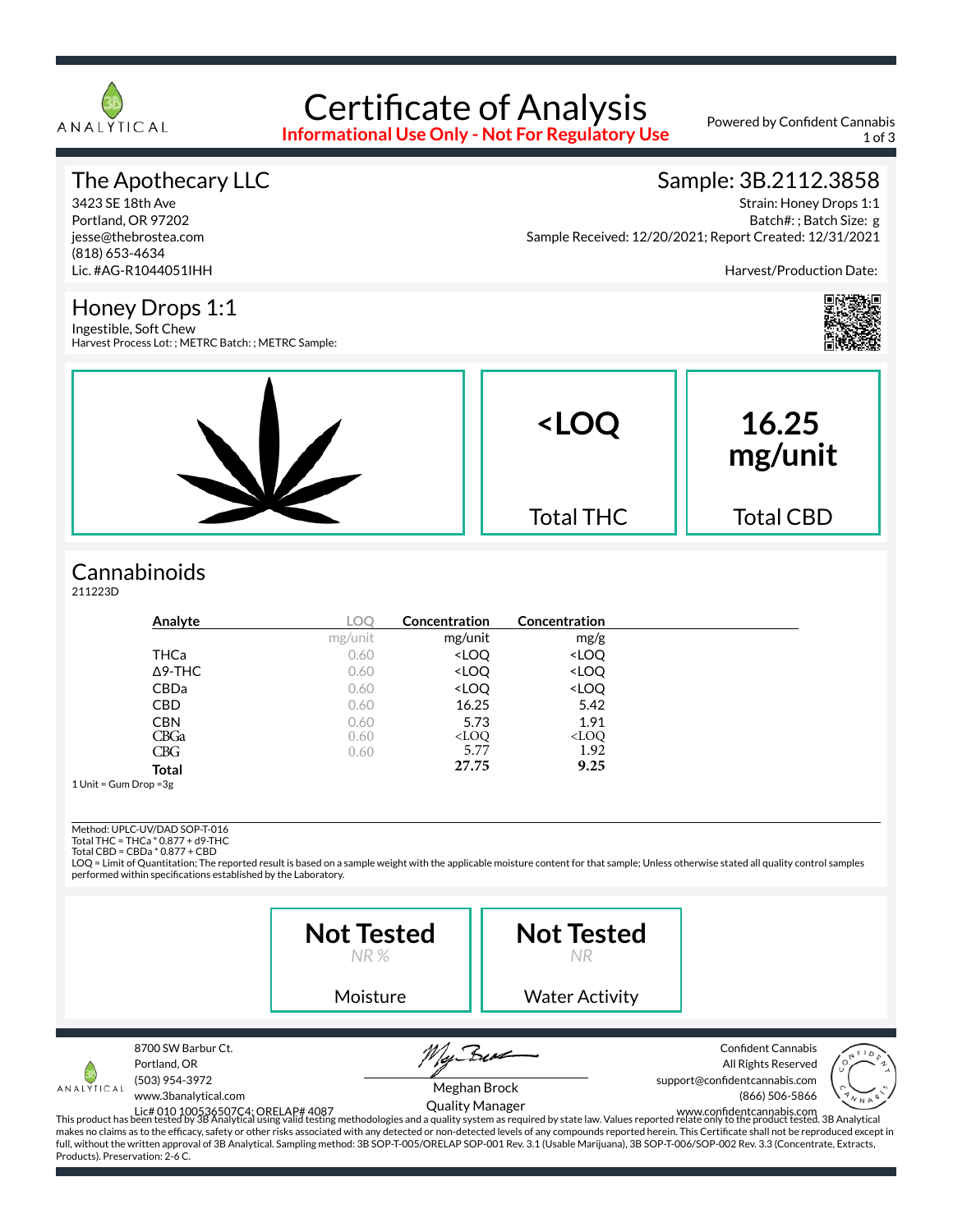# Certificate of Analysis

**Informational Use Only - Not For Regulatory Use**

Powered by Confident Cannabis

## The Apothecary LLC

3423 SE 18th Ave
Portland, OR 97202
jesse@thebrostea.com
(818) 653-4634
Lic. #AG-R1044051IHH

## Sample: 3B.2112.3858

Strain: Honey Drops 1:1
Batch#: ; Batch Size: g
Sample Received: 12/20/2021; Report Created: 12/31/2021

Harvest/Production Date:

## Honey Drops 1:1

Ingestible, Soft Chew
Harvest Process Lot: ; METRC Batch: ; METRC Sample:

| <LOQ | 16.25 mg/unit |
|---|---|
| Total THC | Total CBD |

## Cannabinoids

211223D

| Analyte | LOQ | Concentration | Concentration |
|---|---|---|---|
| | mg/unit | mg/unit | mg/g |
| THCa | 0.60 | <LOQ | <LOQ |
| Δ9-THC | 0.60 | <LOQ | <LOQ |
| CBDa | 0.60 | <LOQ | <LOQ |
| CBD | 0.60 | 16.25 | 5.42 |
| CBN | 0.60 | 5.73 | 1.91 |
| CBGa | 0.60 | <LOQ | <LOQ |
| CBG | 0.60 | 5.77 | 1.92 |
| **Total** | | **27.75** | **9.25** |

1 Unit = Gum Drop =3g

Method: UPLC-UV/DAD SOP-T-016
Total THC = THCa * 0.877 + d9-THC
Total CBD = CBDa * 0.877 + CBD
LOQ = Limit of Quantitation; The reported result is based on a sample weight with the applicable moisture content for that sample; Unless otherwise stated all quality control samples performed within specifications established by the Laboratory.

| Not Tested<br>*NR %* | Not Tested<br>*NR* |
|---|---|
| Moisture | Water Activity |

8700 SW Barbur Ct.
Portland, OR
(503) 954-3972
www.3banalytical.com
Lic# 010 100536507C4; ORELAP# 4087

Meghan Brock
Quality Manager

Confident Cannabis
All Rights Reserved
support@confidentcannabis.com
(866) 506-5866
www.confidentcannabis.com

This product has been tested by 3B Analytical using valid testing methodologies and a quality system as required by state law. Values reported relate only to the product tested. 3B Analytical makes no claims as to the efficacy, safety or other risks associated with any detected or non-detected levels of any compounds reported herein. This Certificate shall not be reproduced except in full, without the written approval of 3B Analytical. Sampling method: 3B SOP-T-005/ORELAP SOP-001 Rev. 3.1 (Usable Marijuana), 3B SOP-T-006/SOP-002 Rev. 3.3 (Concentrate, Extracts, Products). Preservation: 2-6 C.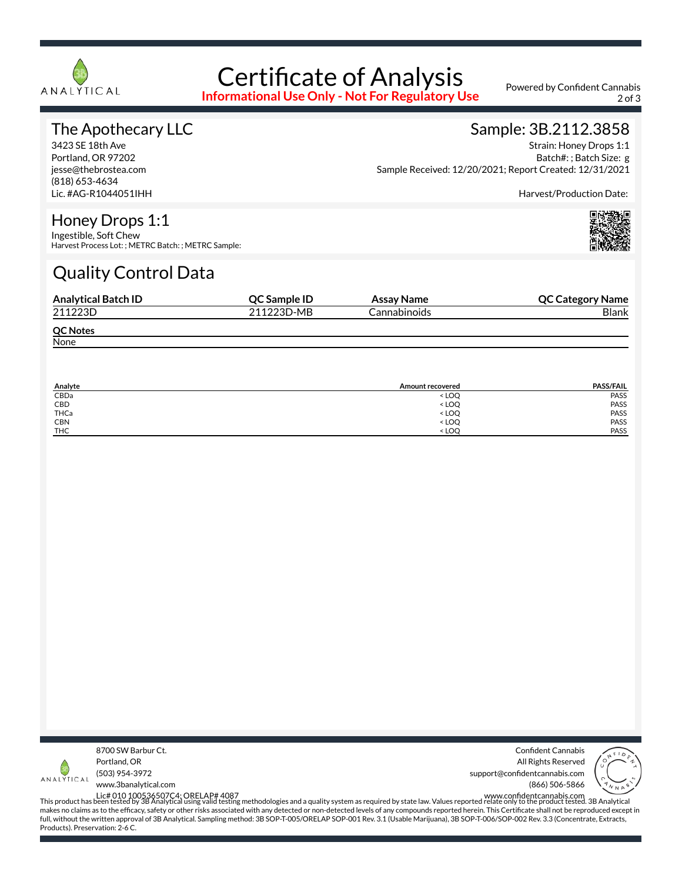# Certificate of Analysis

**Informational Use Only - Not For Regulatory Use**

Powered by Confident Cannabis

## The Apothecary LLC

3423 SE 18th Ave
Portland, OR 97202
jesse@thebrostea.com
(818) 653-4634
Lic. #AG-R1044051IHH

## Sample: 3B.2112.3858

Strain: Honey Drops 1:1
Batch#: ; Batch Size: g
Sample Received: 12/20/2021; Report Created: 12/31/2021

Harvest/Production Date:

## Honey Drops 1:1

Ingestible, Soft Chew
Harvest Process Lot: ; METRC Batch: ; METRC Sample:

# Quality Control Data

| Analytical Batch ID | QC Sample ID | Assay Name | QC Category Name |
|---|---|---|---|
| 211223D | 211223D-MB | Cannabinoids | Blank |

**QC Notes**

None

| Analyte | Amount recovered | PASS/FAIL |
|---|---|---|
| CBDa | < LOQ | PASS |
| CBD | < LOQ | PASS |
| THCa | < LOQ | PASS |
| CBN | < LOQ | PASS |
| THC | < LOQ | PASS |

8700 SW Barbur Ct.
Portland, OR
(503) 954-3972
www.3banalytical.com
Lic# 010 100536507C4; ORELAP# 4087

Confident Cannabis
All Rights Reserved
support@confidentcannabis.com
(866) 506-5866
www.confidentcannabis.com

This product has been tested by 3B Analytical using valid testing methodologies and a quality system as required by state law. Values reported relate only to the product tested. 3B Analytical makes no claims as to the efficacy, safety or other risks associated with any detected or non-detected levels of any compounds reported herein. This Certificate shall not be reproduced except in full, without the written approval of 3B Analytical. Sampling method: 3B SOP-T-005/ORELAP SOP-001 Rev. 3.1 (Usable Marijuana), 3B SOP-T-006/SOP-002 Rev. 3.3 (Concentrate, Extracts, Products). Preservation: 2-6 C.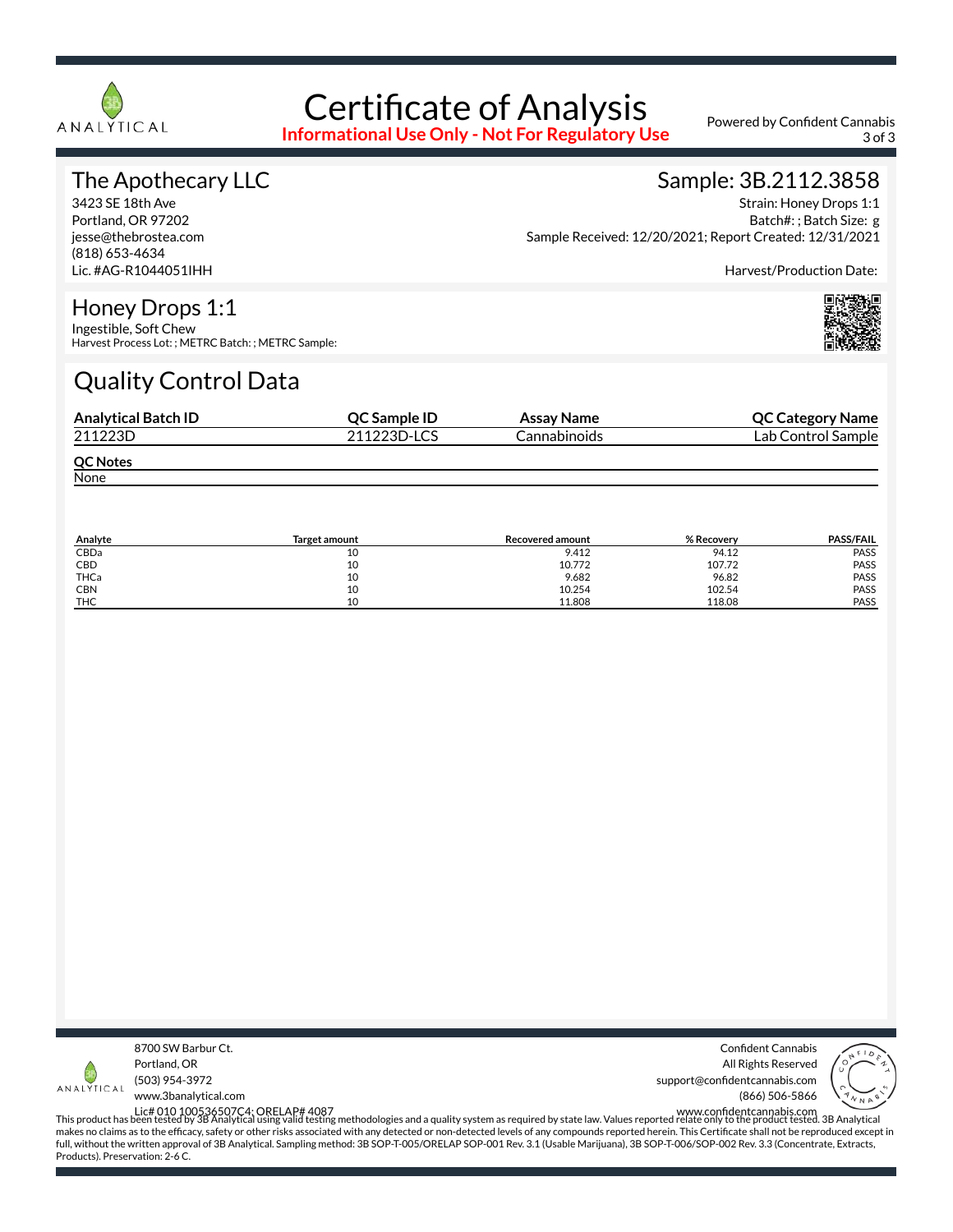# Certificate of Analysis

**Informational Use Only - Not For Regulatory Use**

Powered by Confident Cannabis

## The Apothecary LLC

3423 SE 18th Ave
Portland, OR 97202
jesse@thebrostea.com
(818) 653-4634
Lic. #AG-R1044051IHH

## Sample: 3B.2112.3858

Strain: Honey Drops 1:1
Batch#: ; Batch Size: g
Sample Received: 12/20/2021; Report Created: 12/31/2021

Harvest/Production Date:

## Honey Drops 1:1

Ingestible, Soft Chew
Harvest Process Lot: ; METRC Batch: ; METRC Sample:

# Quality Control Data

| Analytical Batch ID | QC Sample ID | Assay Name | QC Category Name |
|---|---|---|---|
| 211223D | 211223D-LCS | Cannabinoids | Lab Control Sample |

**QC Notes**

None

| Analyte | Target amount | Recovered amount | % Recovery | PASS/FAIL |
|---|---|---|---|---|
| CBDa | 10 | 9.412 | 94.12 | PASS |
| CBD | 10 | 10.772 | 107.72 | PASS |
| THCa | 10 | 9.682 | 96.82 | PASS |
| CBN | 10 | 10.254 | 102.54 | PASS |
| THC | 10 | 11.808 | 118.08 | PASS |

8700 SW Barbur Ct.
Portland, OR
(503) 954-3972
www.3banalytical.com
Lic# 010 100536507C4; ORELAP# 4087

Confident Cannabis
All Rights Reserved
support@confidentcannabis.com
(866) 506-5866
www.confidentcannabis.com

This product has been tested by 3B Analytical using valid testing methodologies and a quality system as required by state law. Values reported relate only to the product tested. 3B Analytical makes no claims as to the efficacy, safety or other risks associated with any detected or non-detected levels of any compounds reported herein. This Certificate shall not be reproduced except in full, without the written approval of 3B Analytical. Sampling method: 3B SOP-T-005/ORELAP SOP-001 Rev. 3.1 (Usable Marijuana), 3B SOP-T-006/SOP-002 Rev. 3.3 (Concentrate, Extracts, Products). Preservation: 2-6 C.